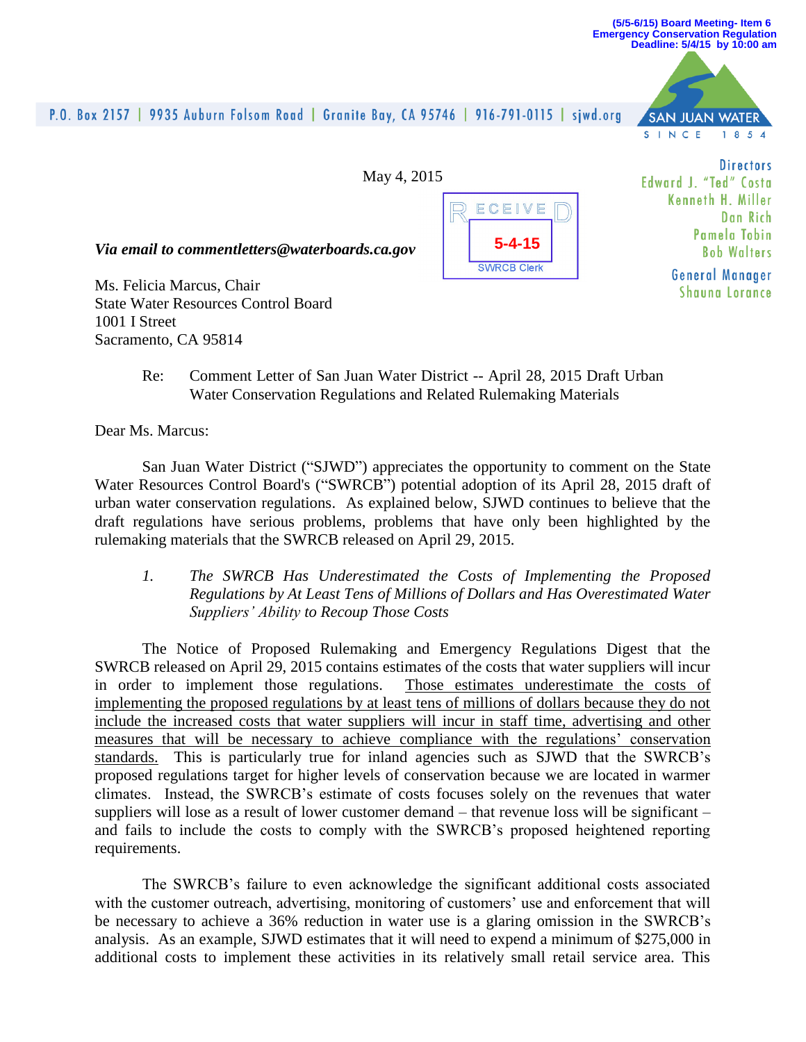(5/5-6/15) Board Meeting- Item 6
Emergency Conservation Regulation
Deadline: 5/4/15 by 10:00 am

P.O. Box 2157 | 9935 Auburn Folsom Road | Granite Bay, CA 95746 | 916-791-0115 | sjwd.org

SAN JUAN WATER
SINCE 1854

Directors
Edward J. "Ted" Costa
Kenneth H. Miller
Dan Rich
Pamela Tobin
Bob Walters

General Manager
Shauna Lorance

May 4, 2015

RECEIVED
5-4-15
SWRCB Clerk

***Via email to commentletters@waterboards.ca.gov***

Ms. Felicia Marcus, Chair
State Water Resources Control Board
1001 I Street
Sacramento, CA 95814

Re: Comment Letter of San Juan Water District -- April 28, 2015 Draft Urban Water Conservation Regulations and Related Rulemaking Materials

Dear Ms. Marcus:

San Juan Water District ("SJWD") appreciates the opportunity to comment on the State Water Resources Control Board's ("SWRCB") potential adoption of its April 28, 2015 draft of urban water conservation regulations. As explained below, SJWD continues to believe that the draft regulations have serious problems, problems that have only been highlighted by the rulemaking materials that the SWRCB released on April 29, 2015.

*1. The SWRCB Has Underestimated the Costs of Implementing the Proposed Regulations by At Least Tens of Millions of Dollars and Has Overestimated Water Suppliers' Ability to Recoup Those Costs*

The Notice of Proposed Rulemaking and Emergency Regulations Digest that the SWRCB released on April 29, 2015 contains estimates of the costs that water suppliers will incur in order to implement those regulations. <u>Those estimates underestimate the costs of implementing the proposed regulations by at least tens of millions of dollars because they do not include the increased costs that water suppliers will incur in staff time, advertising and other measures that will be necessary to achieve compliance with the regulations' conservation standards.</u> This is particularly true for inland agencies such as SJWD that the SWRCB's proposed regulations target for higher levels of conservation because we are located in warmer climates. Instead, the SWRCB's estimate of costs focuses solely on the revenues that water suppliers will lose as a result of lower customer demand – that revenue loss will be significant – and fails to include the costs to comply with the SWRCB's proposed heightened reporting requirements.

The SWRCB's failure to even acknowledge the significant additional costs associated with the customer outreach, advertising, monitoring of customers' use and enforcement that will be necessary to achieve a 36% reduction in water use is a glaring omission in the SWRCB's analysis. As an example, SJWD estimates that it will need to expend a minimum of $275,000 in additional costs to implement these activities in its relatively small retail service area. This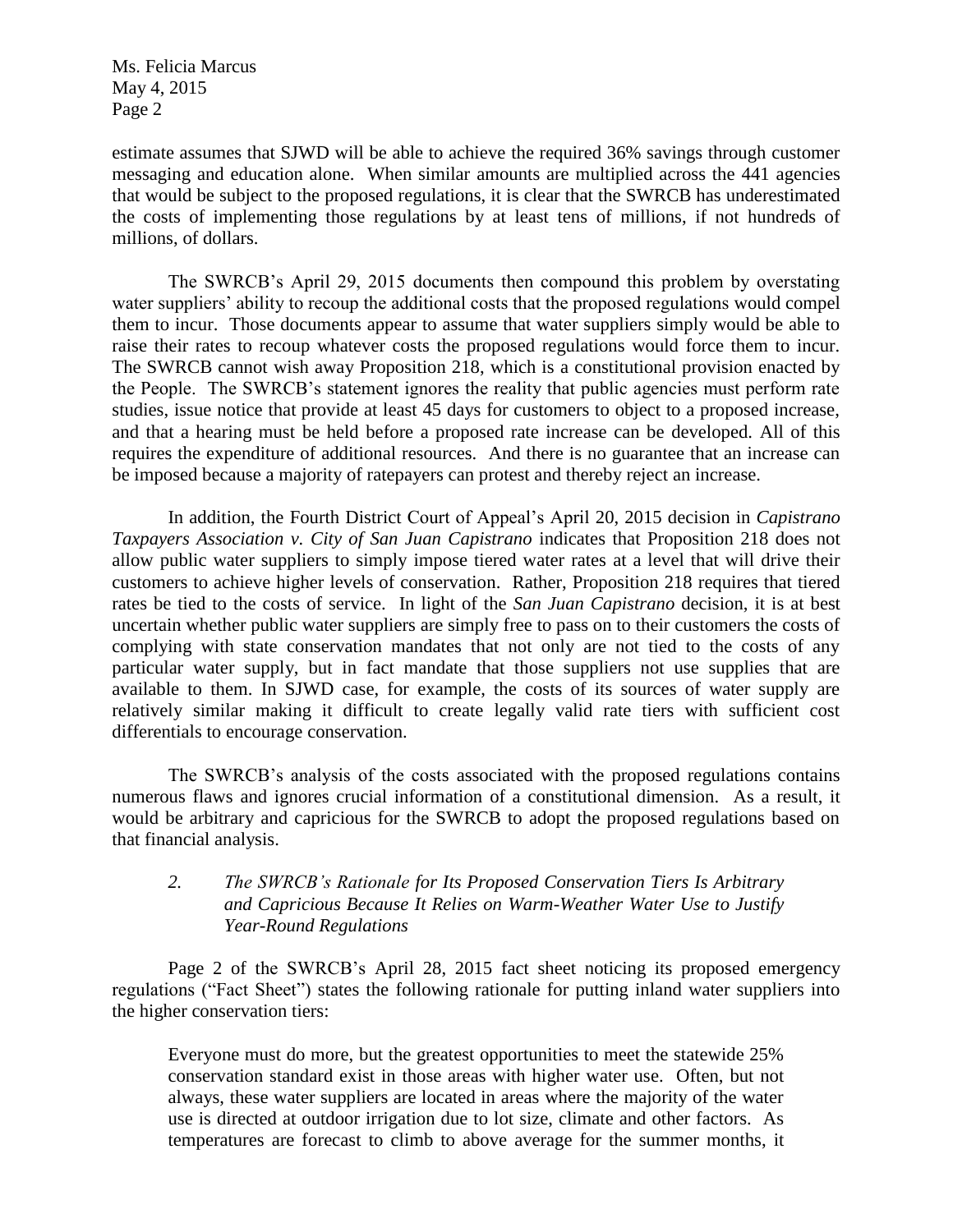estimate assumes that SJWD will be able to achieve the required 36% savings through customer messaging and education alone. When similar amounts are multiplied across the 441 agencies that would be subject to the proposed regulations, it is clear that the SWRCB has underestimated the costs of implementing those regulations by at least tens of millions, if not hundreds of millions, of dollars.

The SWRCB's April 29, 2015 documents then compound this problem by overstating water suppliers' ability to recoup the additional costs that the proposed regulations would compel them to incur. Those documents appear to assume that water suppliers simply would be able to raise their rates to recoup whatever costs the proposed regulations would force them to incur. The SWRCB cannot wish away Proposition 218, which is a constitutional provision enacted by the People. The SWRCB's statement ignores the reality that public agencies must perform rate studies, issue notice that provide at least 45 days for customers to object to a proposed increase, and that a hearing must be held before a proposed rate increase can be developed. All of this requires the expenditure of additional resources. And there is no guarantee that an increase can be imposed because a majority of ratepayers can protest and thereby reject an increase.

In addition, the Fourth District Court of Appeal's April 20, 2015 decision in *Capistrano Taxpayers Association v. City of San Juan Capistrano* indicates that Proposition 218 does not allow public water suppliers to simply impose tiered water rates at a level that will drive their customers to achieve higher levels of conservation. Rather, Proposition 218 requires that tiered rates be tied to the costs of service. In light of the *San Juan Capistrano* decision, it is at best uncertain whether public water suppliers are simply free to pass on to their customers the costs of complying with state conservation mandates that not only are not tied to the costs of any particular water supply, but in fact mandate that those suppliers not use supplies that are available to them. In SJWD case, for example, the costs of its sources of water supply are relatively similar making it difficult to create legally valid rate tiers with sufficient cost differentials to encourage conservation.

The SWRCB's analysis of the costs associated with the proposed regulations contains numerous flaws and ignores crucial information of a constitutional dimension. As a result, it would be arbitrary and capricious for the SWRCB to adopt the proposed regulations based on that financial analysis.

### 2. *The SWRCB's Rationale for Its Proposed Conservation Tiers Is Arbitrary and Capricious Because It Relies on Warm-Weather Water Use to Justify Year-Round Regulations*

Page 2 of the SWRCB's April 28, 2015 fact sheet noticing its proposed emergency regulations ("Fact Sheet") states the following rationale for putting inland water suppliers into the higher conservation tiers:

> Everyone must do more, but the greatest opportunities to meet the statewide 25% conservation standard exist in those areas with higher water use. Often, but not always, these water suppliers are located in areas where the majority of the water use is directed at outdoor irrigation due to lot size, climate and other factors. As temperatures are forecast to climb to above average for the summer months, it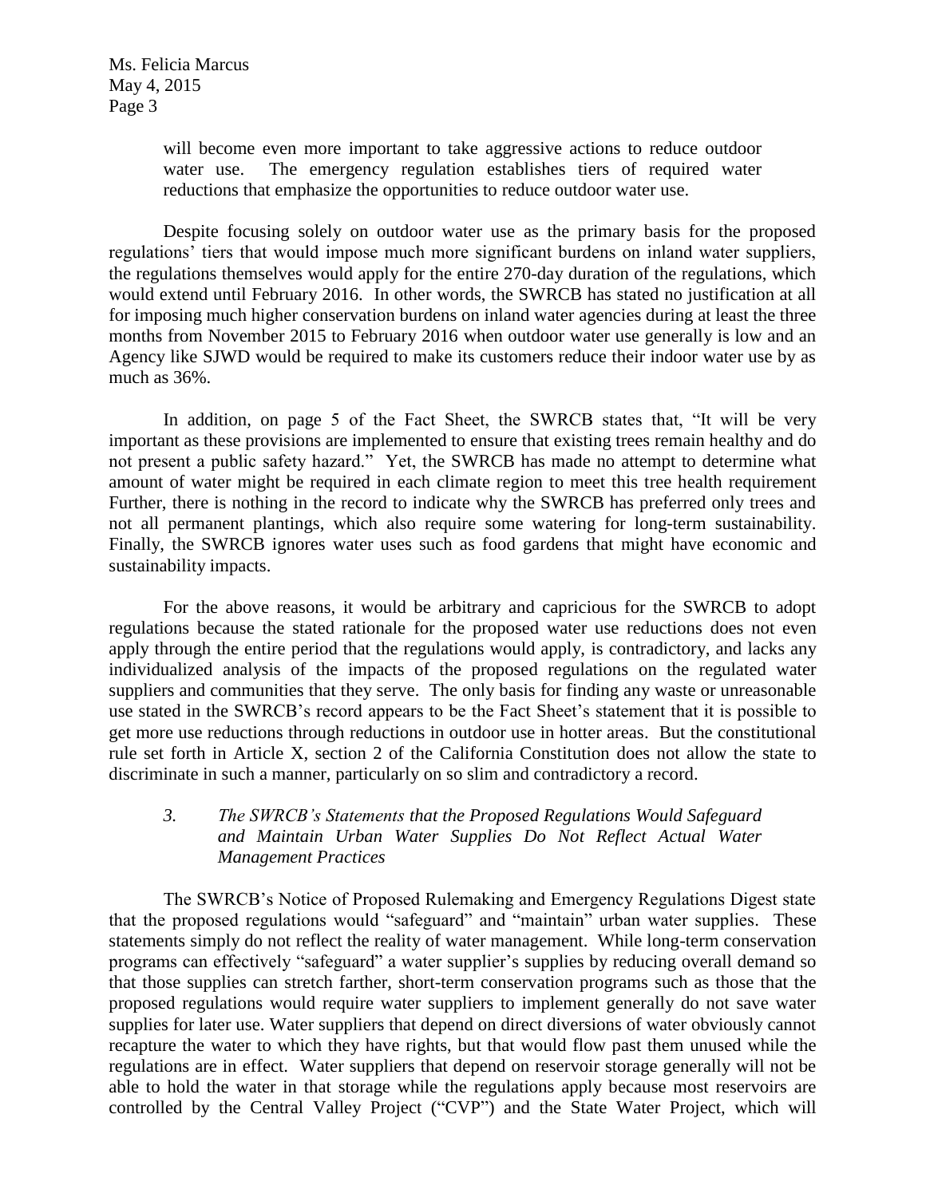will become even more important to take aggressive actions to reduce outdoor water use. The emergency regulation establishes tiers of required water reductions that emphasize the opportunities to reduce outdoor water use.

Despite focusing solely on outdoor water use as the primary basis for the proposed regulations' tiers that would impose much more significant burdens on inland water suppliers, the regulations themselves would apply for the entire 270-day duration of the regulations, which would extend until February 2016. In other words, the SWRCB has stated no justification at all for imposing much higher conservation burdens on inland water agencies during at least the three months from November 2015 to February 2016 when outdoor water use generally is low and an Agency like SJWD would be required to make its customers reduce their indoor water use by as much as 36%.

In addition, on page 5 of the Fact Sheet, the SWRCB states that, "It will be very important as these provisions are implemented to ensure that existing trees remain healthy and do not present a public safety hazard." Yet, the SWRCB has made no attempt to determine what amount of water might be required in each climate region to meet this tree health requirement Further, there is nothing in the record to indicate why the SWRCB has preferred only trees and not all permanent plantings, which also require some watering for long-term sustainability. Finally, the SWRCB ignores water uses such as food gardens that might have economic and sustainability impacts.

For the above reasons, it would be arbitrary and capricious for the SWRCB to adopt regulations because the stated rationale for the proposed water use reductions does not even apply through the entire period that the regulations would apply, is contradictory, and lacks any individualized analysis of the impacts of the proposed regulations on the regulated water suppliers and communities that they serve. The only basis for finding any waste or unreasonable use stated in the SWRCB's record appears to be the Fact Sheet's statement that it is possible to get more use reductions through reductions in outdoor use in hotter areas. But the constitutional rule set forth in Article X, section 2 of the California Constitution does not allow the state to discriminate in such a manner, particularly on so slim and contradictory a record.

### 3. *The SWRCB's Statements that the Proposed Regulations Would Safeguard and Maintain Urban Water Supplies Do Not Reflect Actual Water Management Practices*

The SWRCB's Notice of Proposed Rulemaking and Emergency Regulations Digest state that the proposed regulations would "safeguard" and "maintain" urban water supplies. These statements simply do not reflect the reality of water management. While long-term conservation programs can effectively "safeguard" a water supplier's supplies by reducing overall demand so that those supplies can stretch farther, short-term conservation programs such as those that the proposed regulations would require water suppliers to implement generally do not save water supplies for later use. Water suppliers that depend on direct diversions of water obviously cannot recapture the water to which they have rights, but that would flow past them unused while the regulations are in effect. Water suppliers that depend on reservoir storage generally will not be able to hold the water in that storage while the regulations apply because most reservoirs are controlled by the Central Valley Project ("CVP") and the State Water Project, which will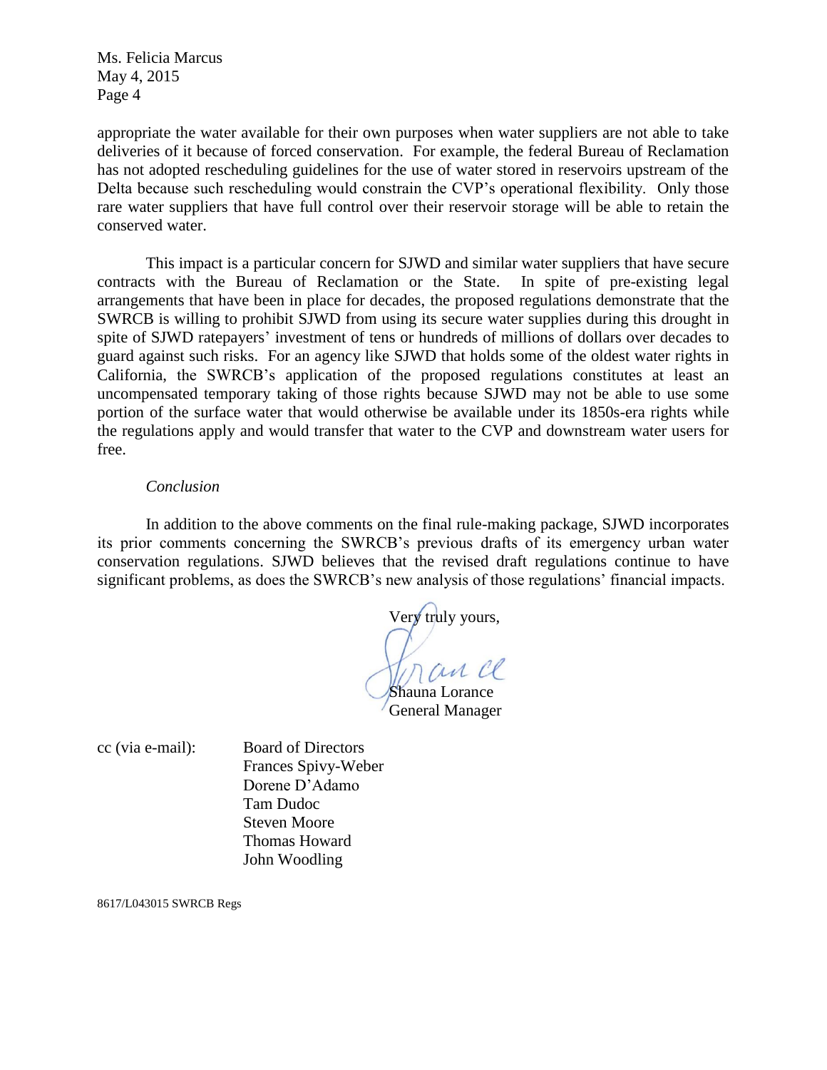appropriate the water available for their own purposes when water suppliers are not able to take deliveries of it because of forced conservation. For example, the federal Bureau of Reclamation has not adopted rescheduling guidelines for the use of water stored in reservoirs upstream of the Delta because such rescheduling would constrain the CVP's operational flexibility. Only those rare water suppliers that have full control over their reservoir storage will be able to retain the conserved water.

This impact is a particular concern for SJWD and similar water suppliers that have secure contracts with the Bureau of Reclamation or the State. In spite of pre-existing legal arrangements that have been in place for decades, the proposed regulations demonstrate that the SWRCB is willing to prohibit SJWD from using its secure water supplies during this drought in spite of SJWD ratepayers' investment of tens or hundreds of millions of dollars over decades to guard against such risks. For an agency like SJWD that holds some of the oldest water rights in California, the SWRCB's application of the proposed regulations constitutes at least an uncompensated temporary taking of those rights because SJWD may not be able to use some portion of the surface water that would otherwise be available under its 1850s-era rights while the regulations apply and would transfer that water to the CVP and downstream water users for free.

*Conclusion*

In addition to the above comments on the final rule-making package, SJWD incorporates its prior comments concerning the SWRCB's previous drafts of its emergency urban water conservation regulations. SJWD believes that the revised draft regulations continue to have significant problems, as does the SWRCB's new analysis of those regulations' financial impacts.

Very truly yours,

Shauna Lorance
General Manager

cc (via e-mail): Board of Directors
Frances Spivy-Weber
Dorene D'Adamo
Tam Dudoc
Steven Moore
Thomas Howard
John Woodling

8617/L043015 SWRCB Regs